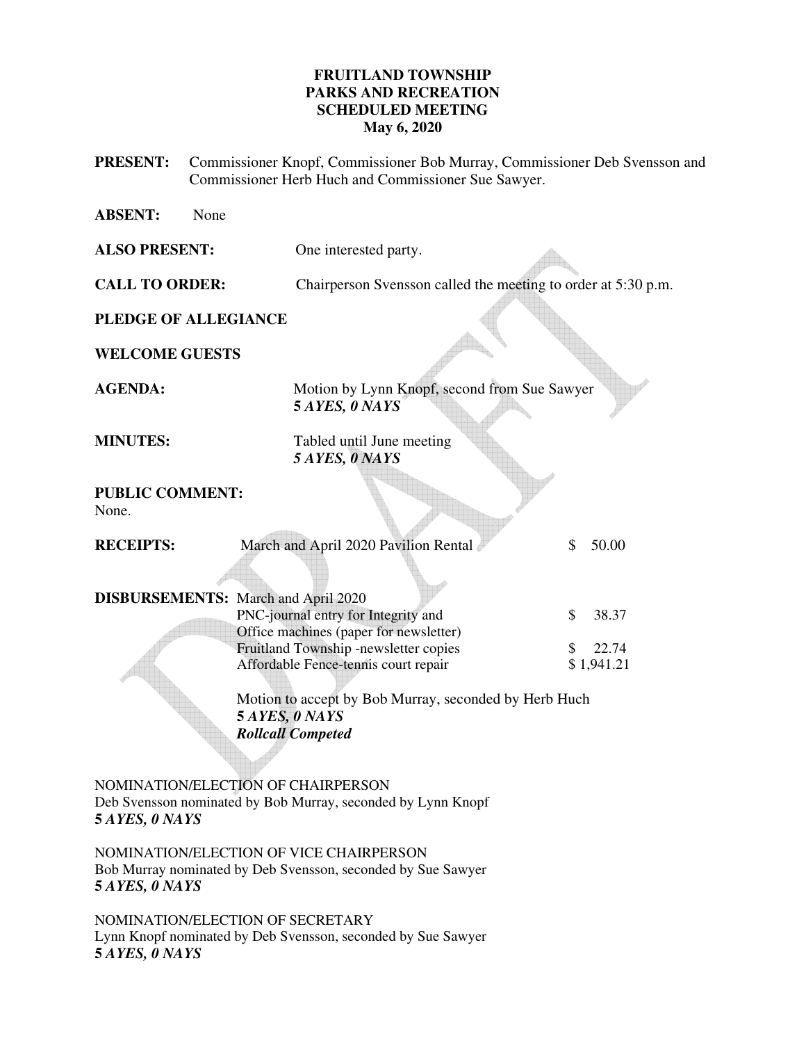# FRUITLAND TOWNSHIP
# PARKS AND RECREATION
# SCHEDULED MEETING
# May 6, 2020

**PRESENT:** Commissioner Knopf, Commissioner Bob Murray, Commissioner Deb Svensson and Commissioner Herb Huch and Commissioner Sue Sawyer.

**ABSENT:** None

**ALSO PRESENT:** One interested party.

**CALL TO ORDER:** Chairperson Svensson called the meeting to order at 5:30 p.m.

**PLEDGE OF ALLEGIANCE**

**WELCOME GUESTS**

**AGENDA:** Motion by Lynn Knopf, second from Sue Sawyer
***5 AYES, 0 NAYS***

**MINUTES:** Tabled until June meeting
***5 AYES, 0 NAYS***

**PUBLIC COMMENT:**
None.

**RECEIPTS:** March and April 2020 Pavilion Rental $ 50.00

**DISBURSEMENTS:** March and April 2020

| | |
|---|---|
| PNC-journal entry for Integrity and Office machines (paper for newsletter) | $ 38.37 |
| Fruitland Township -newsletter copies | $ 22.74 |
| Affordable Fence-tennis court repair | $ 1,941.21 |

Motion to accept by Bob Murray, seconded by Herb Huch
***5 AYES, 0 NAYS***
***Rollcall Competed***

NOMINATION/ELECTION OF CHAIRPERSON
Deb Svensson nominated by Bob Murray, seconded by Lynn Knopf
***5 AYES, 0 NAYS***

NOMINATION/ELECTION OF VICE CHAIRPERSON
Bob Murray nominated by Deb Svensson, seconded by Sue Sawyer
***5 AYES, 0 NAYS***

NOMINATION/ELECTION OF SECRETARY
Lynn Knopf nominated by Deb Svensson, seconded by Sue Sawyer
***5 AYES, 0 NAYS***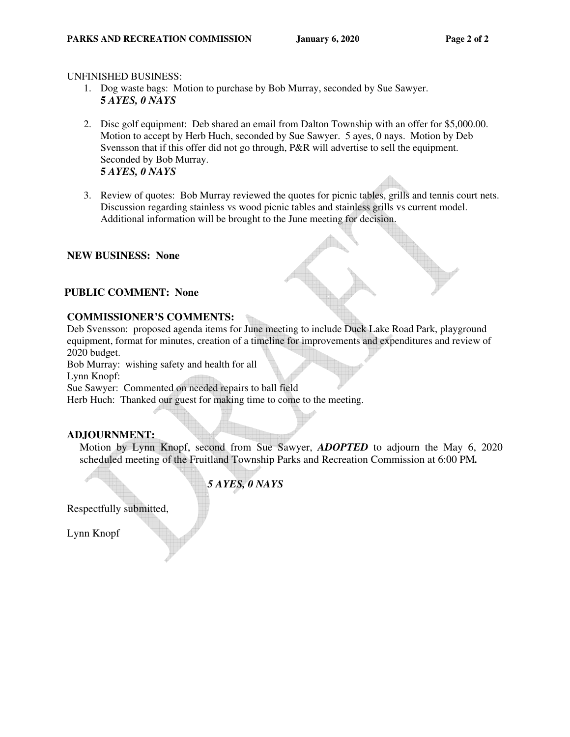UNFINISHED BUSINESS:

1. Dog waste bags: Motion to purchase by Bob Murray, seconded by Sue Sawyer.
   **5** ***AYES, 0 NAYS***

2. Disc golf equipment: Deb shared an email from Dalton Township with an offer for $5,000.00. Motion to accept by Herb Huch, seconded by Sue Sawyer. 5 ayes, 0 nays. Motion by Deb Svensson that if this offer did not go through, P&R will advertise to sell the equipment. Seconded by Bob Murray.
   **5** ***AYES, 0 NAYS***

3. Review of quotes: Bob Murray reviewed the quotes for picnic tables, grills and tennis court nets. Discussion regarding stainless vs wood picnic tables and stainless grills vs current model. Additional information will be brought to the June meeting for decision.

**NEW BUSINESS: None**

**PUBLIC COMMENT: None**

**COMMISSIONER'S COMMENTS:**

Deb Svensson: proposed agenda items for June meeting to include Duck Lake Road Park, playground equipment, format for minutes, creation of a timeline for improvements and expenditures and review of 2020 budget.
Bob Murray: wishing safety and health for all
Lynn Knopf:
Sue Sawyer: Commented on needed repairs to ball field
Herb Huch: Thanked our guest for making time to come to the meeting.

**ADJOURNMENT:**

Motion by Lynn Knopf, second from Sue Sawyer, ***ADOPTED*** to adjourn the May 6, 2020 scheduled meeting of the Fruitland Township Parks and Recreation Commission at 6:00 PM**.**

***5 AYES, 0 NAYS***

Respectfully submitted,

Lynn Knopf